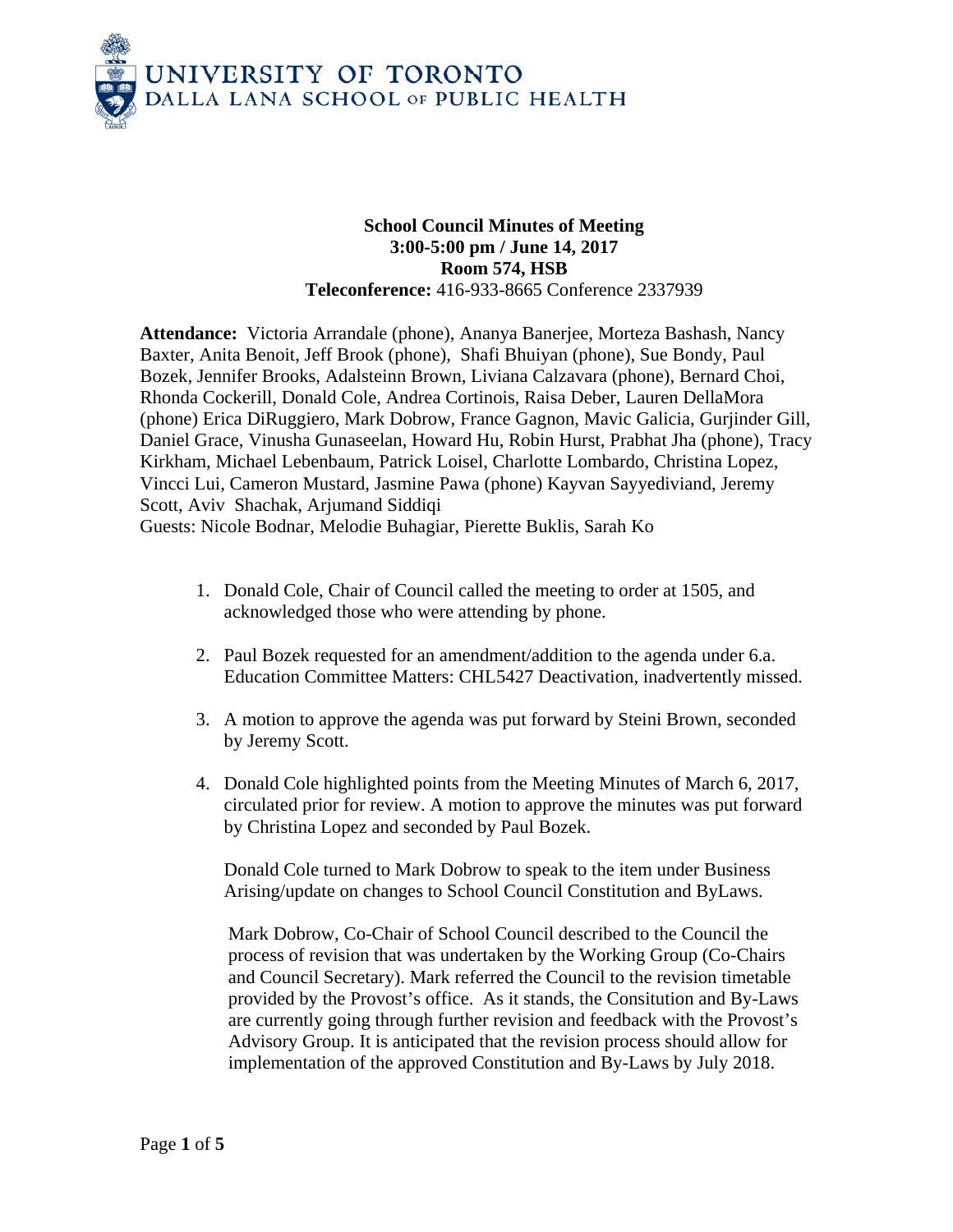UNIVERSITY OF TORONTO
DALLA LANA SCHOOL OF PUBLIC HEALTH

**School Council Minutes of Meeting**
**3:00-5:00 pm / June 14, 2017**
**Room 574, HSB**
**Teleconference:** 416-933-8665 Conference 2337939

**Attendance:** Victoria Arrandale (phone), Ananya Banerjee, Morteza Bashash, Nancy Baxter, Anita Benoit, Jeff Brook (phone), Shafi Bhuiyan (phone), Sue Bondy, Paul Bozek, Jennifer Brooks, Adalsteinn Brown, Liviana Calzavara (phone), Bernard Choi, Rhonda Cockerill, Donald Cole, Andrea Cortinois, Raisa Deber, Lauren DellaMora (phone) Erica DiRuggiero, Mark Dobrow, France Gagnon, Mavic Galicia, Gurjinder Gill, Daniel Grace, Vinusha Gunaseelan, Howard Hu, Robin Hurst, Prabhat Jha (phone), Tracy Kirkham, Michael Lebenbaum, Patrick Loisel, Charlotte Lombardo, Christina Lopez, Vincci Lui, Cameron Mustard, Jasmine Pawa (phone) Kayvan Sayyediviand, Jeremy Scott, Aviv Shachak, Arjumand Siddiqi
Guests: Nicole Bodnar, Melodie Buhagiar, Pierette Buklis, Sarah Ko

1. Donald Cole, Chair of Council called the meeting to order at 1505, and acknowledged those who were attending by phone.

2. Paul Bozek requested for an amendment/addition to the agenda under 6.a. Education Committee Matters: CHL5427 Deactivation, inadvertently missed.

3. A motion to approve the agenda was put forward by Steini Brown, seconded by Jeremy Scott.

4. Donald Cole highlighted points from the Meeting Minutes of March 6, 2017, circulated prior for review. A motion to approve the minutes was put forward by Christina Lopez and seconded by Paul Bozek.

   Donald Cole turned to Mark Dobrow to speak to the item under Business Arising/update on changes to School Council Constitution and ByLaws.

   Mark Dobrow, Co-Chair of School Council described to the Council the process of revision that was undertaken by the Working Group (Co-Chairs and Council Secretary). Mark referred the Council to the revision timetable provided by the Provost's office. As it stands, the Consitution and By-Laws are currently going through further revision and feedback with the Provost's Advisory Group. It is anticipated that the revision process should allow for implementation of the approved Constitution and By-Laws by July 2018.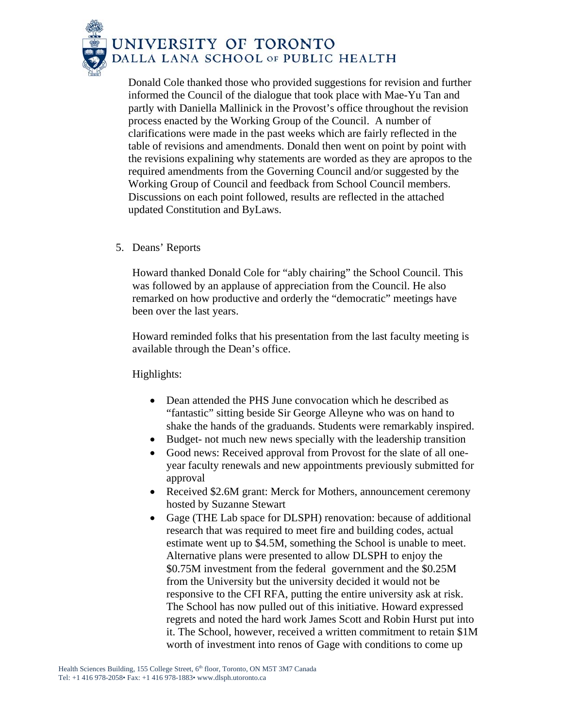Donald Cole thanked those who provided suggestions for revision and further informed the Council of the dialogue that took place with Mae-Yu Tan and partly with Daniella Mallinick in the Provost's office throughout the revision process enacted by the Working Group of the Council. A number of clarifications were made in the past weeks which are fairly reflected in the table of revisions and amendments. Donald then went on point by point with the revisions expalining why statements are worded as they are apropos to the required amendments from the Governing Council and/or suggested by the Working Group of Council and feedback from School Council members. Discussions on each point followed, results are reflected in the attached updated Constitution and ByLaws.

5. Deans' Reports

   Howard thanked Donald Cole for "ably chairing" the School Council. This was followed by an applause of appreciation from the Council. He also remarked on how productive and orderly the "democratic" meetings have been over the last years.

   Howard reminded folks that his presentation from the last faculty meeting is available through the Dean's office.

   Highlights:

   - Dean attended the PHS June convocation which he described as "fantastic" sitting beside Sir George Alleyne who was on hand to shake the hands of the graduands. Students were remarkably inspired.
   - Budget- not much new news specially with the leadership transition
   - Good news: Received approval from Provost for the slate of all one-year faculty renewals and new appointments previously submitted for approval
   - Received $2.6M grant: Merck for Mothers, announcement ceremony hosted by Suzanne Stewart
   - Gage (THE Lab space for DLSPH) renovation: because of additional research that was required to meet fire and building codes, actual estimate went up to $4.5M, something the School is unable to meet. Alternative plans were presented to allow DLSPH to enjoy the $0.75M investment from the federal government and the $0.25M from the University but the university decided it would not be responsive to the CFI RFA, putting the entire university ask at risk. The School has now pulled out of this initiative. Howard expressed regrets and noted the hard work James Scott and Robin Hurst put into it. The School, however, received a written commitment to retain $1M worth of investment into renos of Gage with conditions to come up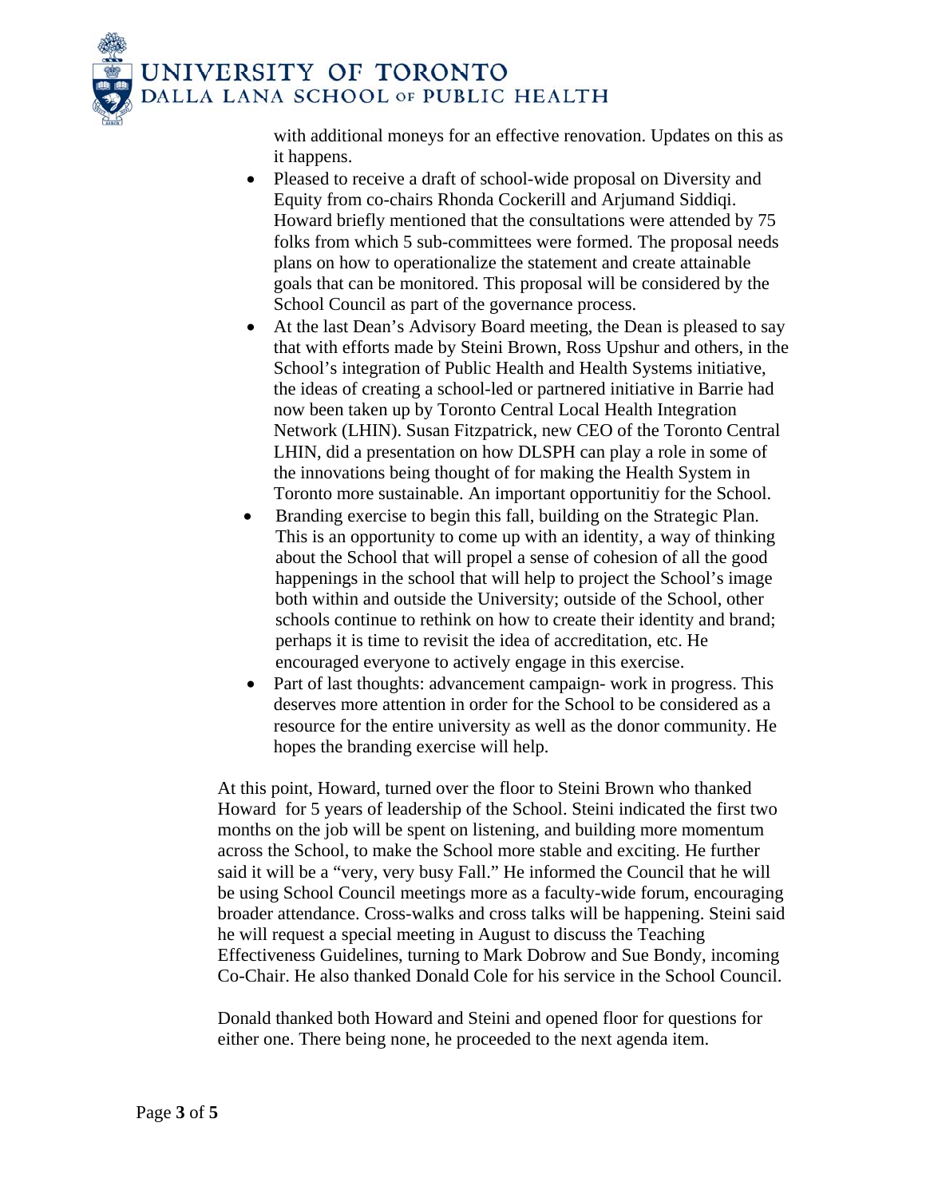with additional moneys for an effective renovation. Updates on this as it happens.

- Pleased to receive a draft of school-wide proposal on Diversity and Equity from co-chairs Rhonda Cockerill and Arjumand Siddiqi. Howard briefly mentioned that the consultations were attended by 75 folks from which 5 sub-committees were formed. The proposal needs plans on how to operationalize the statement and create attainable goals that can be monitored. This proposal will be considered by the School Council as part of the governance process.
- At the last Dean's Advisory Board meeting, the Dean is pleased to say that with efforts made by Steini Brown, Ross Upshur and others, in the School's integration of Public Health and Health Systems initiative, the ideas of creating a school-led or partnered initiative in Barrie had now been taken up by Toronto Central Local Health Integration Network (LHIN). Susan Fitzpatrick, new CEO of the Toronto Central LHIN, did a presentation on how DLSPH can play a role in some of the innovations being thought of for making the Health System in Toronto more sustainable. An important opportunitiy for the School.
- Branding exercise to begin this fall, building on the Strategic Plan. This is an opportunity to come up with an identity, a way of thinking about the School that will propel a sense of cohesion of all the good happenings in the school that will help to project the School's image both within and outside the University; outside of the School, other schools continue to rethink on how to create their identity and brand; perhaps it is time to revisit the idea of accreditation, etc. He encouraged everyone to actively engage in this exercise.
- Part of last thoughts: advancement campaign- work in progress. This deserves more attention in order for the School to be considered as a resource for the entire university as well as the donor community. He hopes the branding exercise will help.

At this point, Howard, turned over the floor to Steini Brown who thanked Howard for 5 years of leadership of the School. Steini indicated the first two months on the job will be spent on listening, and building more momentum across the School, to make the School more stable and exciting. He further said it will be a "very, very busy Fall." He informed the Council that he will be using School Council meetings more as a faculty-wide forum, encouraging broader attendance. Cross-walks and cross talks will be happening. Steini said he will request a special meeting in August to discuss the Teaching Effectiveness Guidelines, turning to Mark Dobrow and Sue Bondy, incoming Co-Chair. He also thanked Donald Cole for his service in the School Council.

Donald thanked both Howard and Steini and opened floor for questions for either one. There being none, he proceeded to the next agenda item.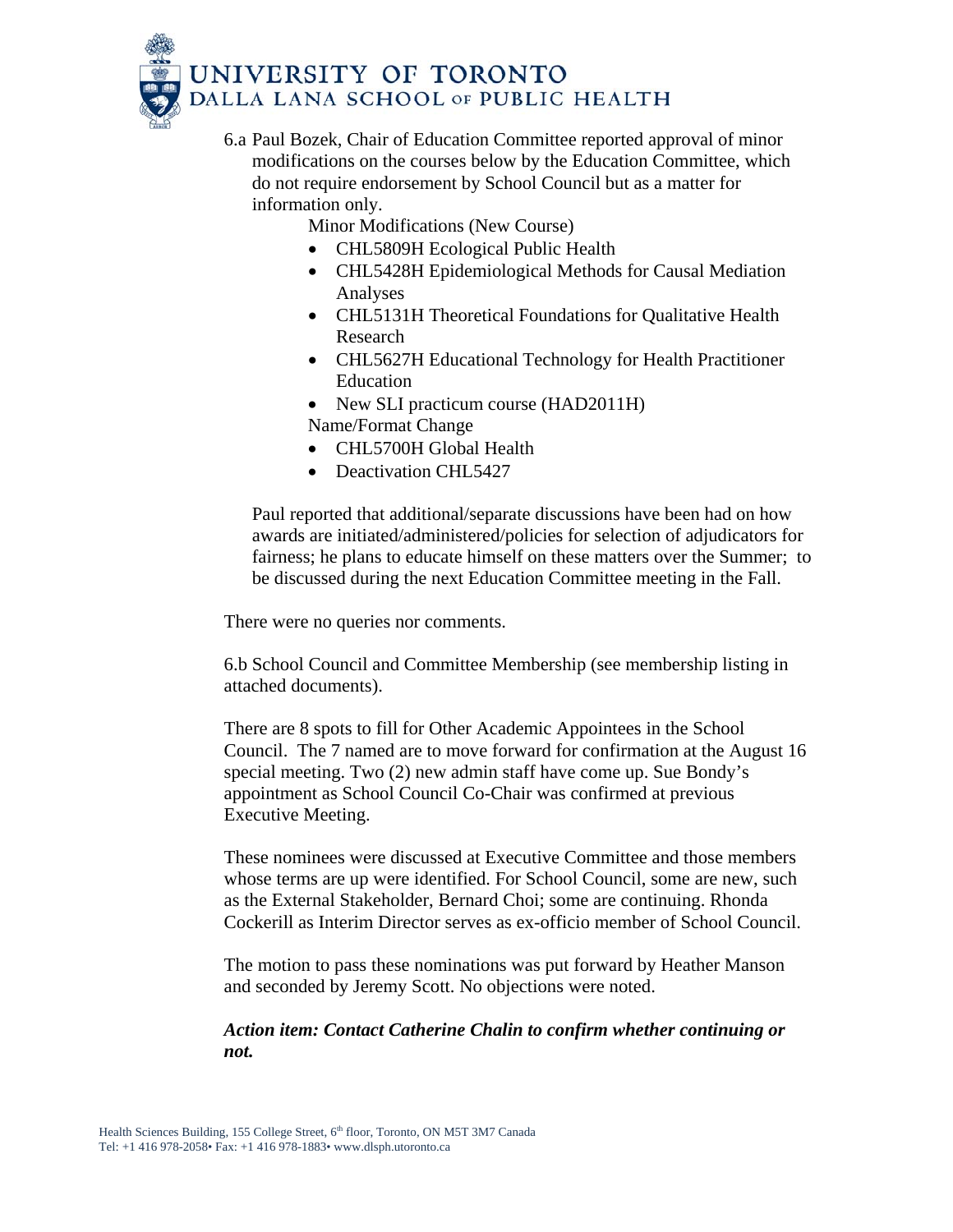6.a Paul Bozek, Chair of Education Committee reported approval of minor modifications on the courses below by the Education Committee, which do not require endorsement by School Council but as a matter for information only.

Minor Modifications (New Course)

- CHL5809H Ecological Public Health
- CHL5428H Epidemiological Methods for Causal Mediation Analyses
- CHL5131H Theoretical Foundations for Qualitative Health Research
- CHL5627H Educational Technology for Health Practitioner Education
- New SLI practicum course (HAD2011H)

Name/Format Change

- CHL5700H Global Health
- Deactivation CHL5427

Paul reported that additional/separate discussions have been had on how awards are initiated/administered/policies for selection of adjudicators for fairness; he plans to educate himself on these matters over the Summer; to be discussed during the next Education Committee meeting in the Fall.

There were no queries nor comments.

6.b School Council and Committee Membership (see membership listing in attached documents).

There are 8 spots to fill for Other Academic Appointees in the School Council. The 7 named are to move forward for confirmation at the August 16 special meeting. Two (2) new admin staff have come up. Sue Bondy's appointment as School Council Co-Chair was confirmed at previous Executive Meeting.

These nominees were discussed at Executive Committee and those members whose terms are up were identified. For School Council, some are new, such as the External Stakeholder, Bernard Choi; some are continuing. Rhonda Cockerill as Interim Director serves as ex-officio member of School Council.

The motion to pass these nominations was put forward by Heather Manson and seconded by Jeremy Scott. No objections were noted.

***Action item: Contact Catherine Chalin to confirm whether continuing or not.***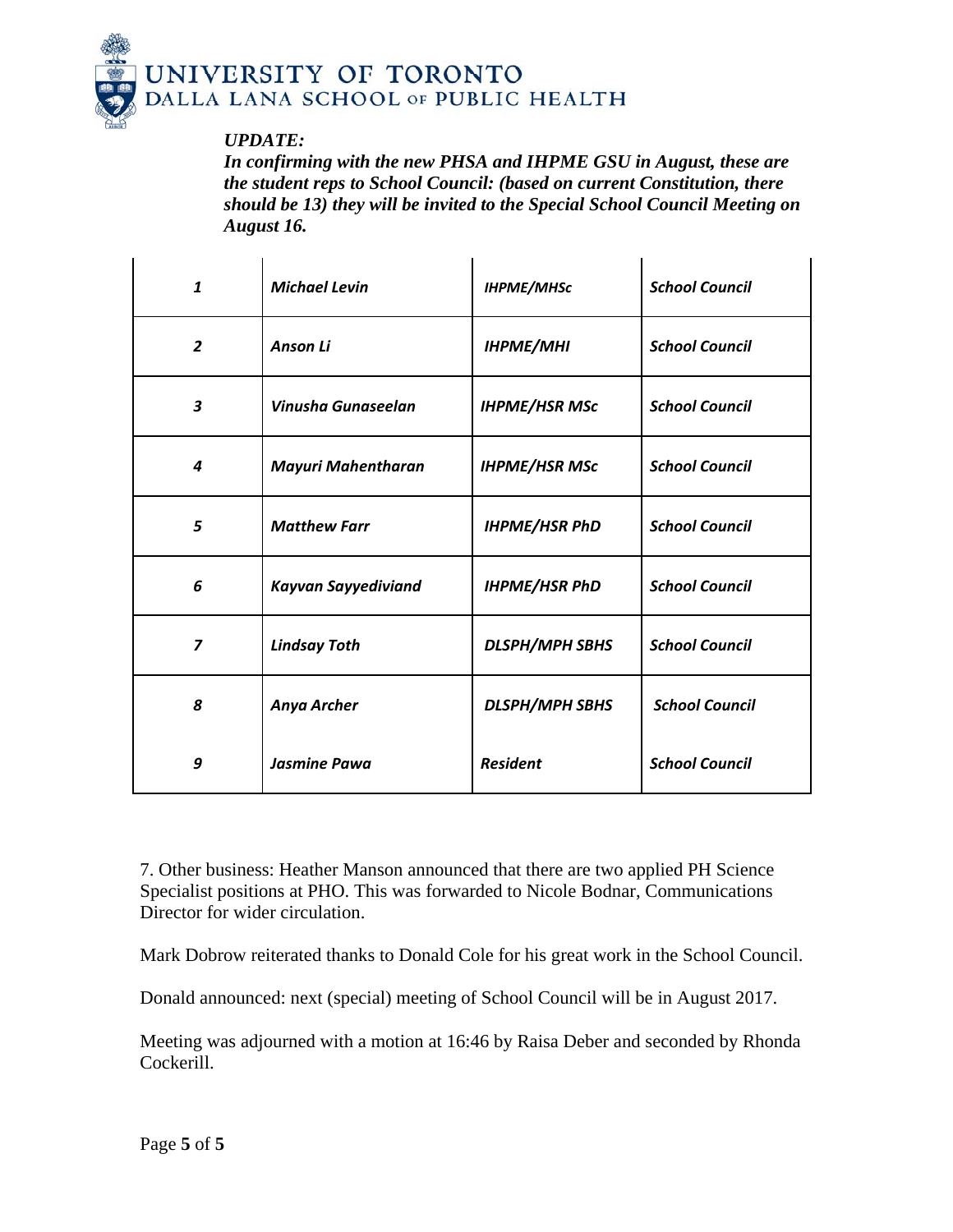*UPDATE:*
***In confirming with the new PHSA and IHPME GSU in August, these are the student reps to School Council: (based on current Constitution, there should be 13) they will be invited to the Special School Council Meeting on August 16.***

| | | | |
|---|---|---|---|
| ***1*** | ***Michael Levin*** | ***IHPME/MHSc*** | ***School Council*** |
| ***2*** | ***Anson Li*** | ***IHPME/MHI*** | ***School Council*** |
| ***3*** | ***Vinusha Gunaseelan*** | ***IHPME/HSR MSc*** | ***School Council*** |
| ***4*** | ***Mayuri Mahentharan*** | ***IHPME/HSR MSc*** | ***School Council*** |
| ***5*** | ***Matthew Farr*** | ***IHPME/HSR PhD*** | ***School Council*** |
| ***6*** | ***Kayvan Sayyediviand*** | ***IHPME/HSR PhD*** | ***School Council*** |
| ***7*** | ***Lindsay Toth*** | ***DLSPH/MPH SBHS*** | ***School Council*** |
| ***8*** | ***Anya Archer*** | ***DLSPH/MPH SBHS*** | ***School Council*** |
| ***9*** | ***Jasmine Pawa*** | ***Resident*** | ***School Council*** |

7. Other business: Heather Manson announced that there are two applied PH Science Specialist positions at PHO. This was forwarded to Nicole Bodnar, Communications Director for wider circulation.

Mark Dobrow reiterated thanks to Donald Cole for his great work in the School Council.

Donald announced: next (special) meeting of School Council will be in August 2017.

Meeting was adjourned with a motion at 16:46 by Raisa Deber and seconded by Rhonda Cockerill.